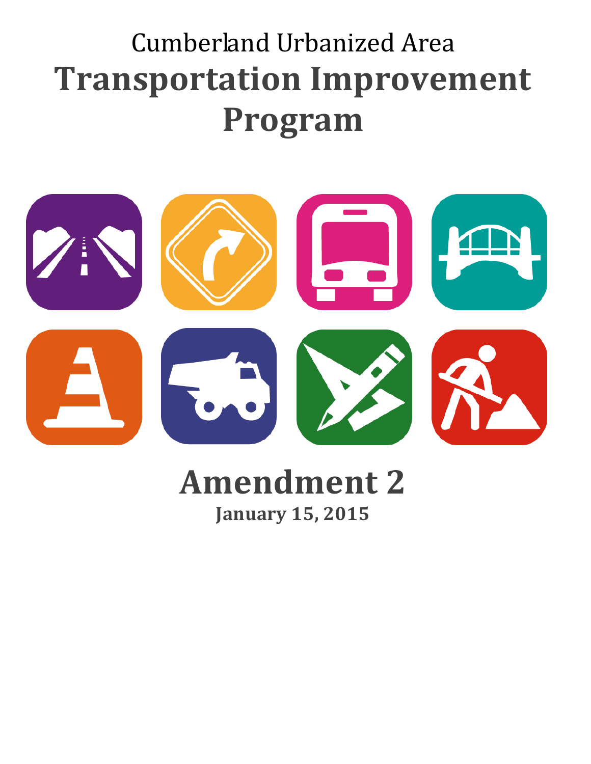Cumberland Urbanized Area

# Transportation Improvement Program

# Amendment 2

**January 15, 2015**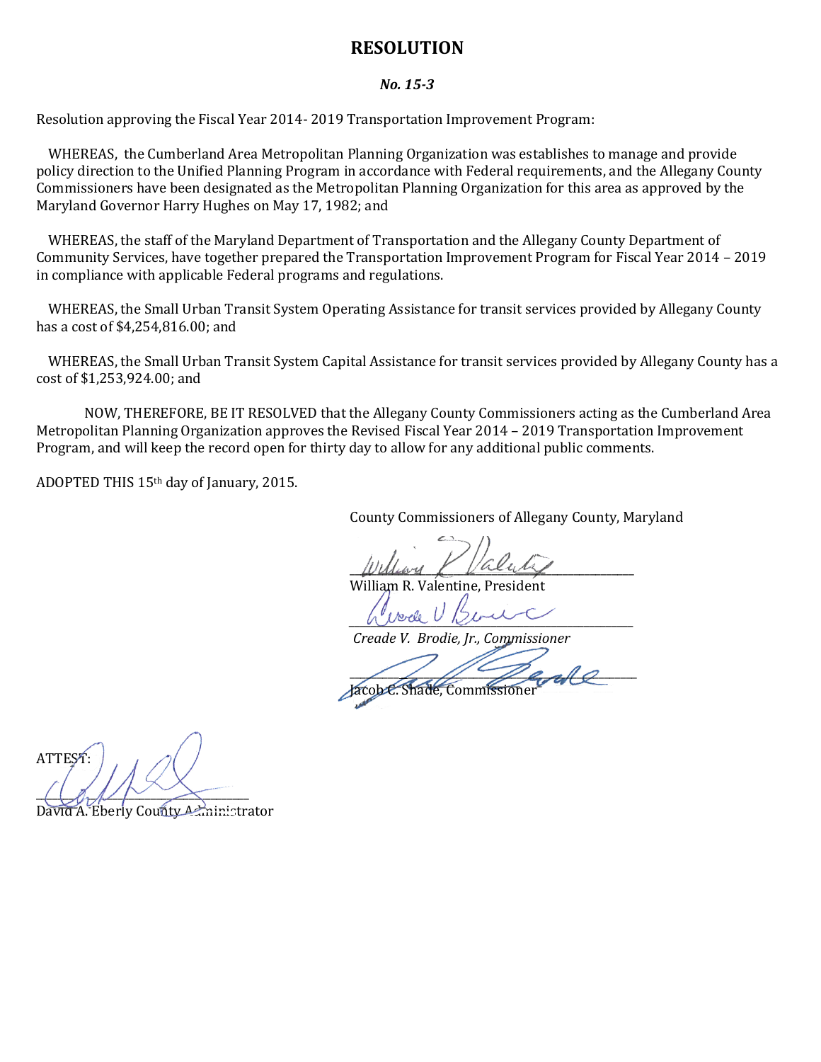# RESOLUTION

***No. 15-3***

Resolution approving the Fiscal Year 2014- 2019 Transportation Improvement Program:

WHEREAS, the Cumberland Area Metropolitan Planning Organization was establishes to manage and provide policy direction to the Unified Planning Program in accordance with Federal requirements, and the Allegany County Commissioners have been designated as the Metropolitan Planning Organization for this area as approved by the Maryland Governor Harry Hughes on May 17, 1982; and

WHEREAS, the staff of the Maryland Department of Transportation and the Allegany County Department of Community Services, have together prepared the Transportation Improvement Program for Fiscal Year 2014 – 2019 in compliance with applicable Federal programs and regulations.

WHEREAS, the Small Urban Transit System Operating Assistance for transit services provided by Allegany County has a cost of $4,254,816.00; and

WHEREAS, the Small Urban Transit System Capital Assistance for transit services provided by Allegany County has a cost of $1,253,924.00; and

NOW, THEREFORE, BE IT RESOLVED that the Allegany County Commissioners acting as the Cumberland Area Metropolitan Planning Organization approves the Revised Fiscal Year 2014 – 2019 Transportation Improvement Program, and will keep the record open for thirty day to allow for any additional public comments.

ADOPTED THIS 15th day of January, 2015.

County Commissioners of Allegany County, Maryland

\_\_\_\_\_\_\_\_\_\_\_\_\_\_\_\_\_\_\_\_\_\_\_\_\_\_\_\_\_\_\_\_
William R. Valentine, President

\_\_\_\_\_\_\_\_\_\_\_\_\_\_\_\_\_\_\_\_\_\_\_\_\_\_\_\_\_\_\_\_
*Creade V. Brodie, Jr., Commissioner*

\_\_\_\_\_\_\_\_\_\_\_\_\_\_\_\_\_\_\_\_\_\_\_\_\_\_\_\_\_\_\_\_
Jacob C. Shade, Commissioner

ATTEST:

\_\_\_\_\_\_\_\_\_\_\_\_\_\_\_\_\_\_\_\_\_\_\_\_\_\_\_\_\_\_\_\_
David A. Eberly County Administrator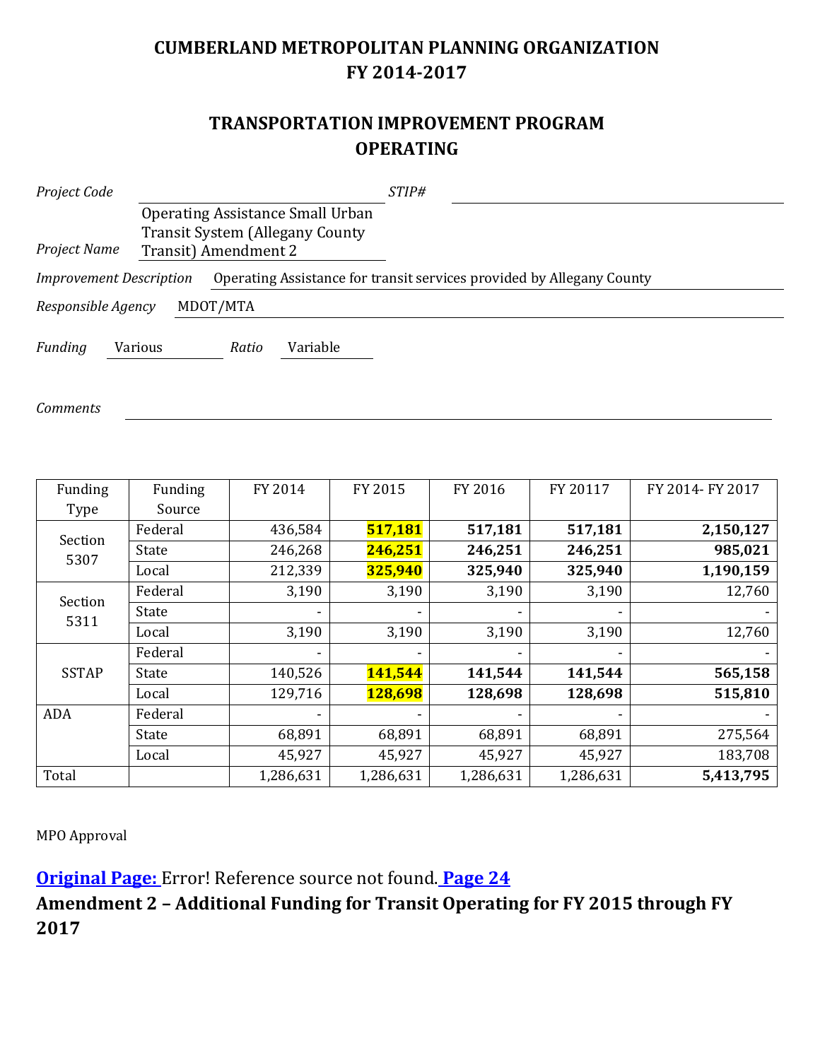# CUMBERLAND METROPOLITAN PLANNING ORGANIZATION
# FY 2014-2017

## TRANSPORTATION IMPROVEMENT PROGRAM
## OPERATING

*Project Code* ______________________ *STIP#* ______________________

*Project Name* Operating Assistance Small Urban Transit System (Allegany County Transit) Amendment 2

*Improvement Description* Operating Assistance for transit services provided by Allegany County

*Responsible Agency* MDOT/MTA

*Funding* Various *Ratio* Variable

*Comments* ______________________

| Funding Type | Funding Source | FY 2014 | FY 2015 | FY 2016 | FY 20117 | FY 2014- FY 2017 |
|---|---|---|---|---|---|---|
| Section 5307 | Federal | 436,584 | **517,181** | **517,181** | **517,181** | **2,150,127** |
| | State | 246,268 | **246,251** | **246,251** | **246,251** | **985,021** |
| | Local | 212,339 | **325,940** | **325,940** | **325,940** | **1,190,159** |
| Section 5311 | Federal | 3,190 | 3,190 | 3,190 | 3,190 | 12,760 |
| | State | - | - | - | - | - |
| | Local | 3,190 | 3,190 | 3,190 | 3,190 | 12,760 |
| SSTAP | Federal | - | - | - | - | - |
| | State | 140,526 | **141,544** | **141,544** | **141,544** | **565,158** |
| | Local | 129,716 | **128,698** | **128,698** | **128,698** | **515,810** |
| ADA | Federal | - | - | - | - | - |
| | State | 68,891 | 68,891 | 68,891 | 68,891 | 275,564 |
| | Local | 45,927 | 45,927 | 45,927 | 45,927 | 183,708 |
| Total | | 1,286,631 | 1,286,631 | 1,286,631 | 1,286,631 | **5,413,795** |

MPO Approval

**Original Page:** Error! Reference source not found. **Page 24**

**Amendment 2 – Additional Funding for Transit Operating for FY 2015 through FY 2017**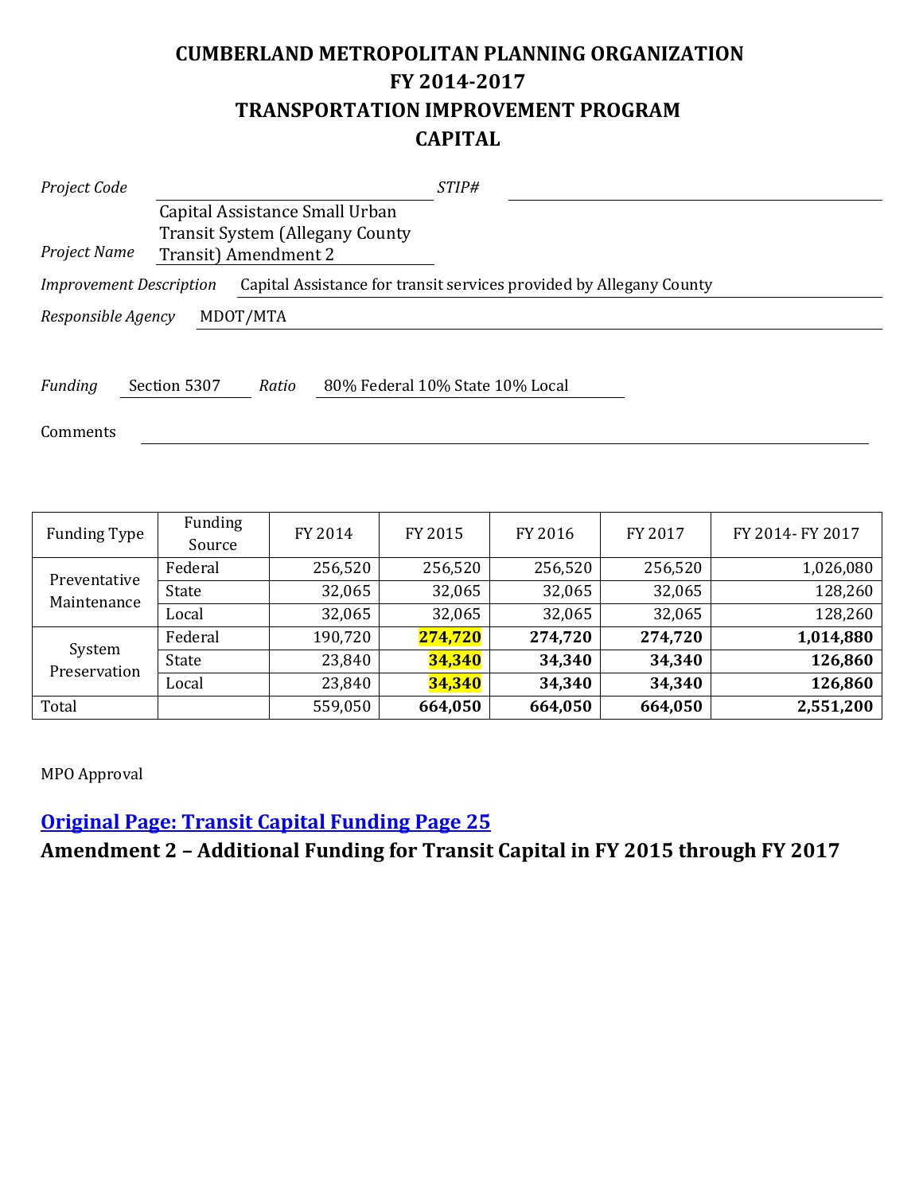# CUMBERLAND METROPOLITAN PLANNING ORGANIZATION
# FY 2014-2017
# TRANSPORTATION IMPROVEMENT PROGRAM
# CAPITAL

*Project Code* ______________________ *STIP#* ______________________

*Project Name* Capital Assistance Small Urban Transit System (Allegany County Transit) Amendment 2

*Improvement Description* Capital Assistance for transit services provided by Allegany County

*Responsible Agency* MDOT/MTA

*Funding* Section 5307 *Ratio* 80% Federal 10% State 10% Local

Comments ______________________

| Funding Type | Funding Source | FY 2014 | FY 2015 | FY 2016 | FY 2017 | FY 2014- FY 2017 |
|---|---|---|---|---|---|---|
| Preventative Maintenance | Federal | 256,520 | 256,520 | 256,520 | 256,520 | 1,026,080 |
| | State | 32,065 | 32,065 | 32,065 | 32,065 | 128,260 |
| | Local | 32,065 | 32,065 | 32,065 | 32,065 | 128,260 |
| System Preservation | Federal | 190,720 | **274,720** | **274,720** | **274,720** | **1,014,880** |
| | State | 23,840 | **34,340** | **34,340** | **34,340** | **126,860** |
| | Local | 23,840 | **34,340** | **34,340** | **34,340** | **126,860** |
| Total | | 559,050 | **664,050** | **664,050** | **664,050** | **2,551,200** |

MPO Approval

**Original Page: Transit Capital Funding Page 25**

**Amendment 2 – Additional Funding for Transit Capital in FY 2015 through FY 2017**